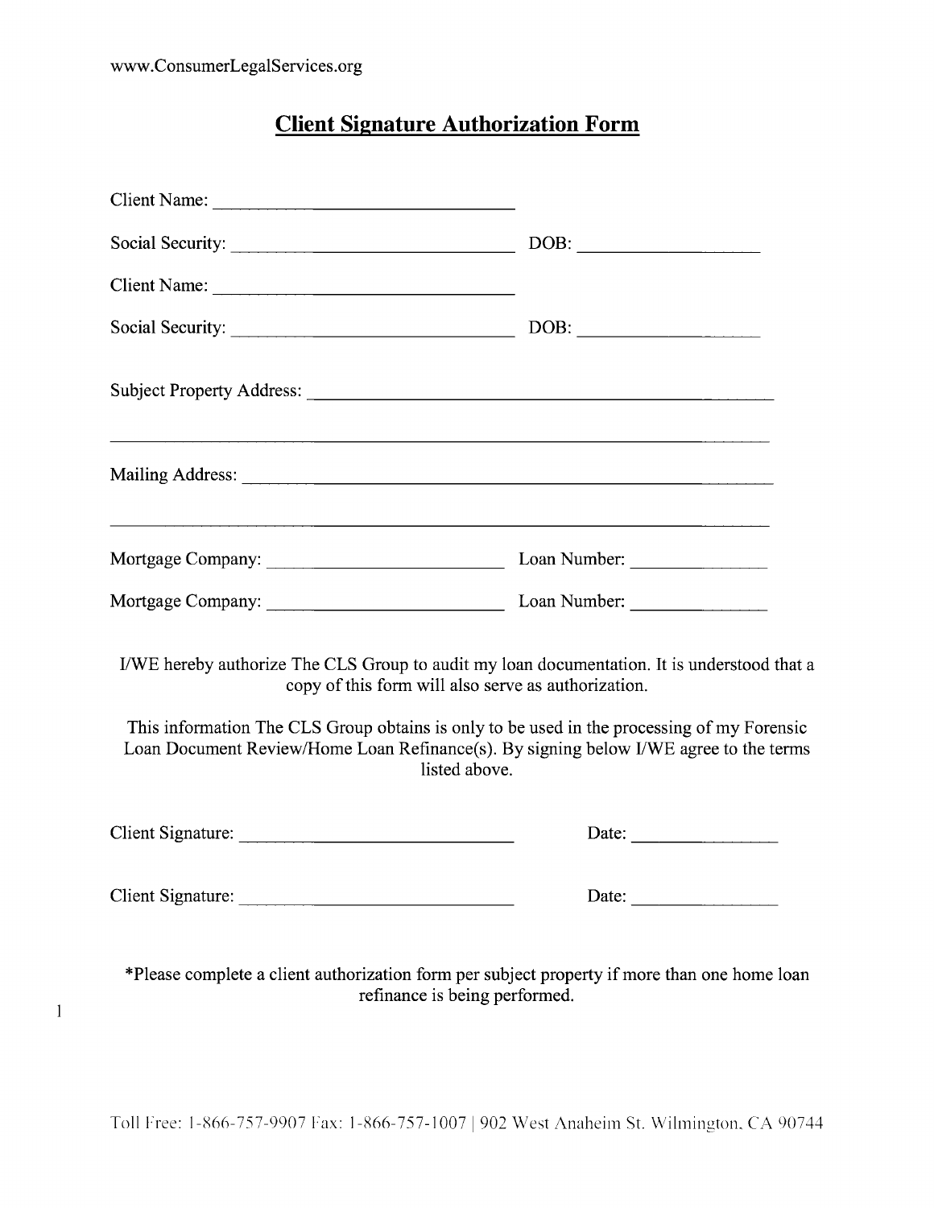www.ConsumerLegalServices.org

# Client Signature Authorization Form

Client Name: ______________________________

Social Security: ______________________________ DOB: __________________

Client Name: ______________________________

Social Security: ______________________________ DOB: __________________

Subject Property Address: ______________________________________________

______________________________________________________________________

Mailing Address: ______________________________________________________

______________________________________________________________________

Mortgage Company: __________________________ Loan Number: ______________

Mortgage Company: __________________________ Loan Number: ______________

I/WE hereby authorize The CLS Group to audit my loan documentation. It is understood that a copy of this form will also serve as authorization.

This information The CLS Group obtains is only to be used in the processing of my Forensic Loan Document Review/Home Loan Refinance(s). By signing below I/WE agree to the terms listed above.

Client Signature: ____________________________ Date: ________________

Client Signature: ____________________________ Date: ________________

*Please complete a client authorization form per subject property if more than one home loan refinance is being performed.

Toll Free: 1-866-757-9907 Fax: 1-866-757-1007 | 902 West Anaheim St. Wilmington, CA 90744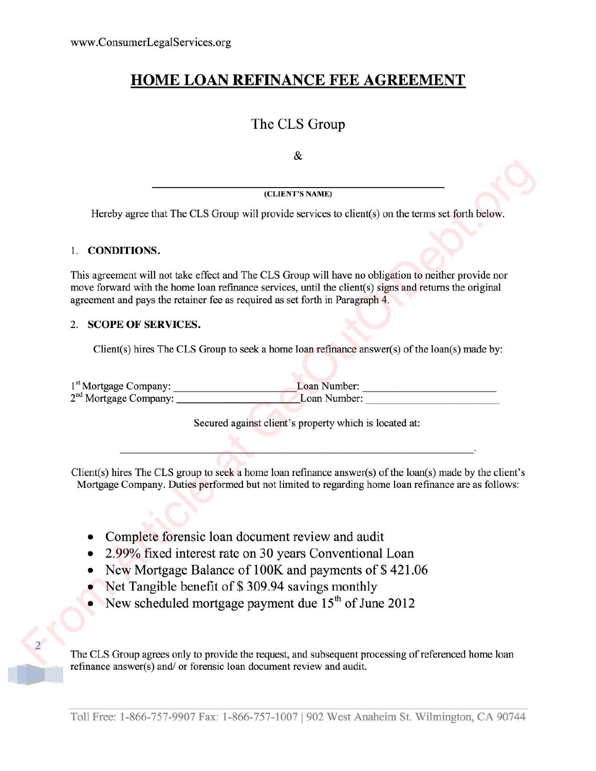www.ConsumerLegalServices.org

# HOME LOAN REFINANCE FEE AGREEMENT

The CLS Group

&

\_\_\_\_\_\_\_\_\_\_\_\_\_\_\_\_\_\_\_\_\_\_\_\_\_\_\_\_\_\_\_\_\_\_\_\_\_\_\_\_\_\_\_\_\_\_

**(CLIENT'S NAME)**

Hereby agree that The CLS Group will provide services to client(s) on the terms set forth below.

1. **CONDITIONS.**

This agreement will not take effect and The CLS Group will have no obligation to neither provide nor move forward with the home loan refinance services, until the client(s) signs and returns the original agreement and pays the retainer fee as required as set forth in Paragraph 4.

2. **SCOPE OF SERVICES.**

Client(s) hires The CLS Group to seek a home loan refinance answer(s) of the loan(s) made by:

1st Mortgage Company: \_\_\_\_\_\_\_\_\_\_\_\_\_\_\_\_\_\_\_\_\_\_ Loan Number: \_\_\_\_\_\_\_\_\_\_\_\_\_\_\_\_\_\_\_\_\_\_\_\_
2nd Mortgage Company: \_\_\_\_\_\_\_\_\_\_\_\_\_\_\_\_\_\_\_\_\_\_ Loan Number: \_\_\_\_\_\_\_\_\_\_\_\_\_\_\_\_\_\_\_\_\_\_\_\_

Secured against client's property which is located at:

\_\_\_\_\_\_\_\_\_\_\_\_\_\_\_\_\_\_\_\_\_\_\_\_\_\_\_\_\_\_\_\_\_\_\_\_\_\_\_\_\_\_\_\_\_\_\_\_\_\_\_\_\_\_\_\_\_\_\_\_\_\_.

Client(s) hires The CLS group to seek a home loan refinance answer(s) of the loan(s) made by the client's Mortgage Company. Duties performed but not limited to regarding home loan refinance are as follows:

- Complete forensic loan document review and audit
- 2.99% fixed interest rate on 30 years Conventional Loan
- New Mortgage Balance of 100K and payments of $ 421.06
- Net Tangible benefit of $ 309.94 savings monthly
- New scheduled mortgage payment due 15th of June 2012

The CLS Group agrees only to provide the request, and subsequent processing of referenced home loan refinance answer(s) and/ or forensic loan document review and audit.

Toll Free: 1-866-757-9907 Fax: 1-866-757-1007 | 902 West Anaheim St. Wilmington, CA 90744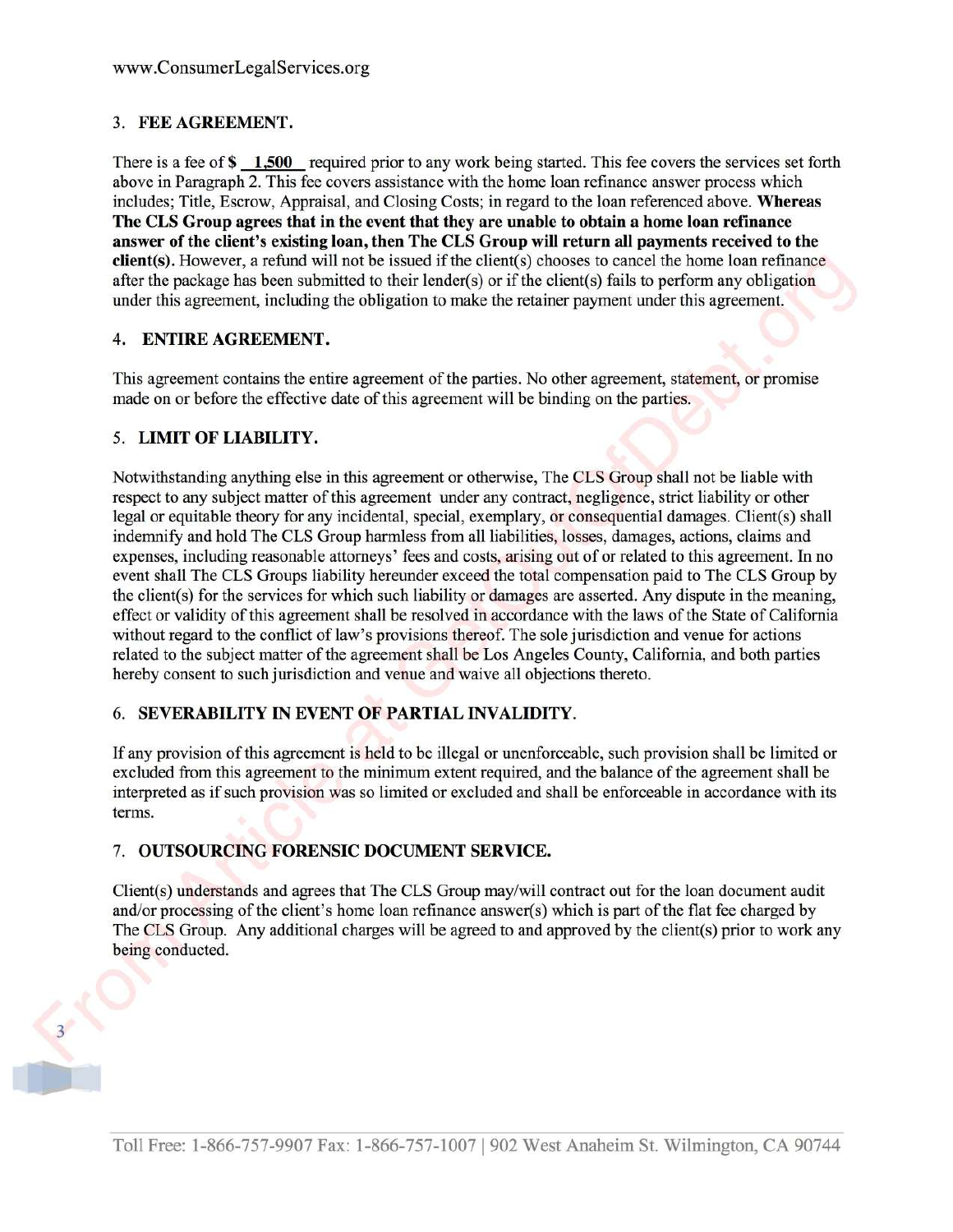### 3. FEE AGREEMENT.

There is a fee of $ __1,500__ required prior to any work being started. This fee covers the services set forth above in Paragraph 2. This fee covers assistance with the home loan refinance answer process which includes; Title, Escrow, Appraisal, and Closing Costs; in regard to the loan referenced above. **Whereas The CLS Group agrees that in the event that they are unable to obtain a home loan refinance answer of the client's existing loan, then The CLS Group will return all payments received to the client(s).** However, a refund will not be issued if the client(s) chooses to cancel the home loan refinance after the package has been submitted to their lender(s) or if the client(s) fails to perform any obligation under this agreement, including the obligation to make the retainer payment under this agreement.

### 4. ENTIRE AGREEMENT.

This agreement contains the entire agreement of the parties. No other agreement, statement, or promise made on or before the effective date of this agreement will be binding on the parties.

### 5. LIMIT OF LIABILITY.

Notwithstanding anything else in this agreement or otherwise, The CLS Group shall not be liable with respect to any subject matter of this agreement under any contract, negligence, strict liability or other legal or equitable theory for any incidental, special, exemplary, or consequential damages. Client(s) shall indemnify and hold The CLS Group harmless from all liabilities, losses, damages, actions, claims and expenses, including reasonable attorneys' fees and costs, arising out of or related to this agreement. In no event shall The CLS Groups liability hereunder exceed the total compensation paid to The CLS Group by the client(s) for the services for which such liability or damages are asserted. Any dispute in the meaning, effect or validity of this agreement shall be resolved in accordance with the laws of the State of California without regard to the conflict of law's provisions thereof. The sole jurisdiction and venue for actions related to the subject matter of the agreement shall be Los Angeles County, California, and both parties hereby consent to such jurisdiction and venue and waive all objections thereto.

### 6. SEVERABILITY IN EVENT OF PARTIAL INVALIDITY.

If any provision of this agreement is held to be illegal or unenforceable, such provision shall be limited or excluded from this agreement to the minimum extent required, and the balance of the agreement shall be interpreted as if such provision was so limited or excluded and shall be enforceable in accordance with its terms.

### 7. OUTSOURCING FORENSIC DOCUMENT SERVICE.

Client(s) understands and agrees that The CLS Group may/will contract out for the loan document audit and/or processing of the client's home loan refinance answer(s) which is part of the flat fee charged by The CLS Group. Any additional charges will be agreed to and approved by the client(s) prior to work any being conducted.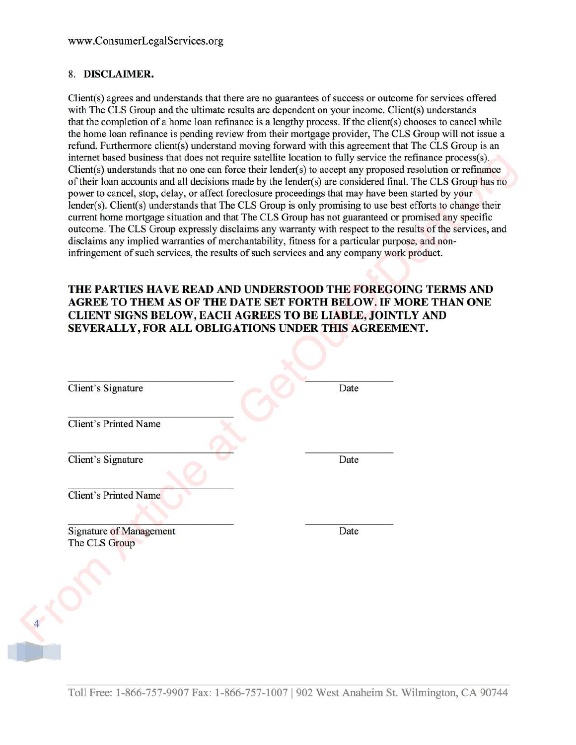## 8. DISCLAIMER.

Client(s) agrees and understands that there are no guarantees of success or outcome for services offered with The CLS Group and the ultimate results are dependent on your income. Client(s) understands that the completion of a home loan refinance is a lengthy process. If the client(s) chooses to cancel while the home loan refinance is pending review from their mortgage provider, The CLS Group will not issue a refund. Furthermore client(s) understand moving forward with this agreement that The CLS Group is an internet based business that does not require satellite location to fully service the refinance process(s). Client(s) understands that no one can force their lender(s) to accept any proposed resolution or refinance of their loan accounts and all decisions made by the lender(s) are considered final. The CLS Group has no power to cancel, stop, delay, or affect foreclosure proceedings that may have been started by your lender(s). Client(s) understands that The CLS Group is only promising to use best efforts to change their current home mortgage situation and that The CLS Group has not guaranteed or promised any specific outcome. The CLS Group expressly disclaims any warranty with respect to the results of the services, and disclaims any implied warranties of merchantability, fitness for a particular purpose, and non-infringement of such services, the results of such services and any company work product.

**THE PARTIES HAVE READ AND UNDERSTOOD THE FOREGOING TERMS AND AGREE TO THEM AS OF THE DATE SET FORTH BELOW. IF MORE THAN ONE CLIENT SIGNS BELOW, EACH AGREES TO BE LIABLE, JOINTLY AND SEVERALLY, FOR ALL OBLIGATIONS UNDER THIS AGREEMENT.**

\_\_\_\_\_\_\_\_\_\_\_\_\_\_\_\_\_\_\_\_\_\_\_\_\_\_\_\_\_ \_\_\_\_\_\_\_\_\_\_\_\_\_\_\_\_
Client's Signature Date

\_\_\_\_\_\_\_\_\_\_\_\_\_\_\_\_\_\_\_\_\_\_\_\_\_\_\_\_\_
Client's Printed Name

\_\_\_\_\_\_\_\_\_\_\_\_\_\_\_\_\_\_\_\_\_\_\_\_\_\_\_\_\_ \_\_\_\_\_\_\_\_\_\_\_\_\_\_\_\_
Client's Signature Date

\_\_\_\_\_\_\_\_\_\_\_\_\_\_\_\_\_\_\_\_\_\_\_\_\_\_\_\_\_
Client's Printed Name

\_\_\_\_\_\_\_\_\_\_\_\_\_\_\_\_\_\_\_\_\_\_\_\_\_\_\_\_\_ \_\_\_\_\_\_\_\_\_\_\_\_\_\_\_\_
Signature of Management Date
The CLS Group

Toll Free: 1-866-757-9907 Fax: 1-866-757-1007 | 902 West Anaheim St. Wilmington, CA 90744